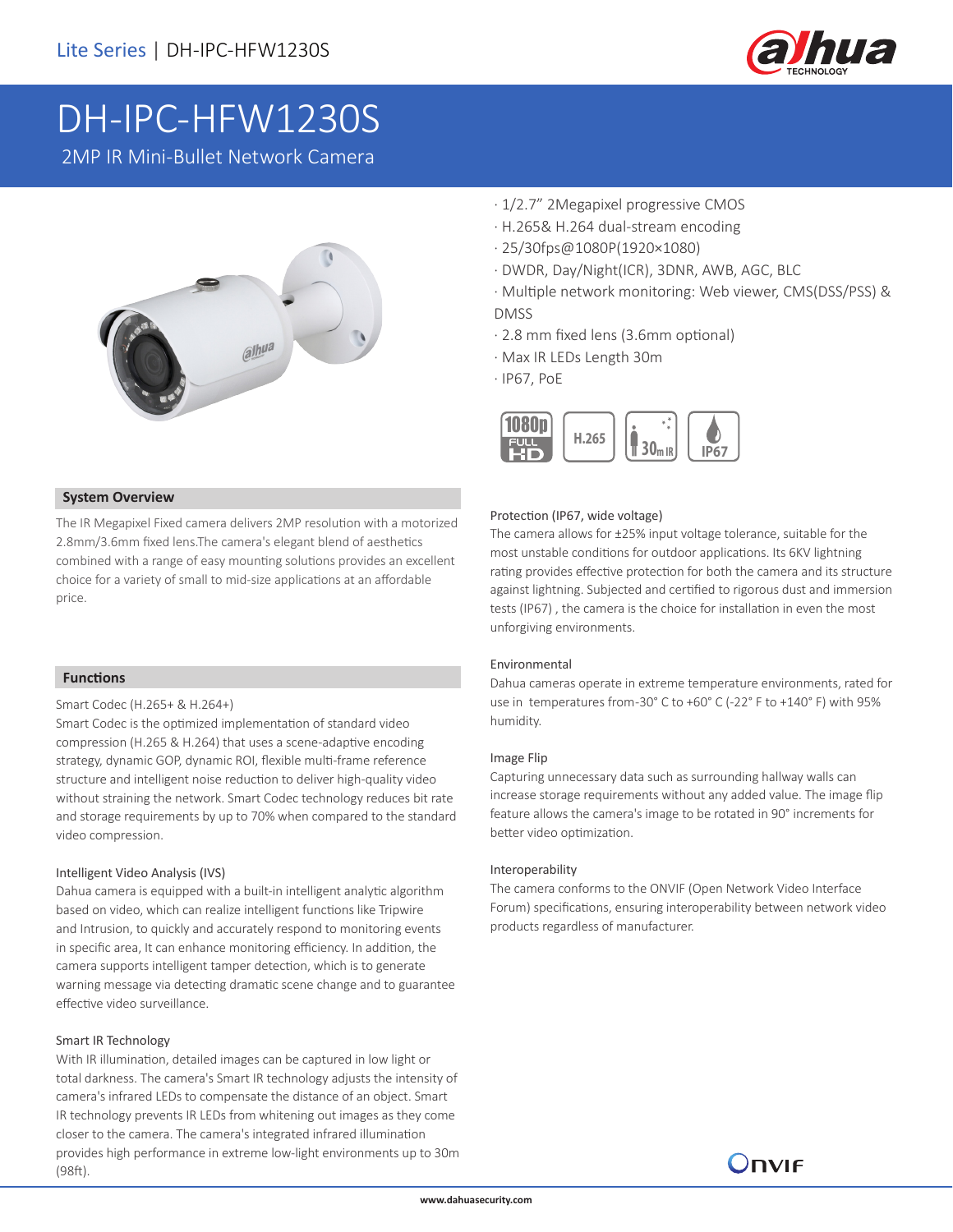Lite Series | DH-IPC-HFW1230S

# DH-IPC-HFW1230S

2MP IR Mini-Bullet Network Camera

- 1/2.7" 2Megapixel progressive CMOS
- H.265& H.264 dual-stream encoding
- 25/30fps@1080P(1920×1080)
- DWDR, Day/Night(ICR), 3DNR, AWB, AGC, BLC
- Multiple network monitoring: Web viewer, CMS(DSS/PSS) & DMSS
- 2.8 mm fixed lens (3.6mm optional)
- Max IR LEDs Length 30m
- IP67, PoE

1080p FULL HD | H.265 | 30m IR | IP67

## System Overview

The IR Megapixel Fixed camera delivers 2MP resolution with a motorized 2.8mm/3.6mm fixed lens.The camera's elegant blend of aesthetics combined with a range of easy mounting solutions provides an excellent choice for a variety of small to mid-size applications at an affordable price.

## Functions

### Smart Codec (H.265+ & H.264+)

Smart Codec is the optimized implementation of standard video compression (H.265 & H.264) that uses a scene-adaptive encoding strategy, dynamic GOP, dynamic ROI, flexible multi-frame reference structure and intelligent noise reduction to deliver high-quality video without straining the network. Smart Codec technology reduces bit rate and storage requirements by up to 70% when compared to the standard video compression.

### Intelligent Video Analysis (IVS)

Dahua camera is equipped with a built-in intelligent analytic algorithm based on video, which can realize intelligent functions like Tripwire and Intrusion, to quickly and accurately respond to monitoring events in specific area, It can enhance monitoring efficiency. In addition, the camera supports intelligent tamper detection, which is to generate warning message via detecting dramatic scene change and to guarantee effective video surveillance.

### Smart IR Technology

With IR illumination, detailed images can be captured in low light or total darkness. The camera's Smart IR technology adjusts the intensity of camera's infrared LEDs to compensate the distance of an object. Smart IR technology prevents IR LEDs from whitening out images as they come closer to the camera. The camera's integrated infrared illumination provides high performance in extreme low-light environments up to 30m (98ft).

### Protection (IP67, wide voltage)

The camera allows for ±25% input voltage tolerance, suitable for the most unstable conditions for outdoor applications. Its 6KV lightning rating provides effective protection for both the camera and its structure against lightning. Subjected and certified to rigorous dust and immersion tests (IP67) , the camera is the choice for installation in even the most unforgiving environments.

### Environmental

Dahua cameras operate in extreme temperature environments, rated for use in temperatures from-30° C to +60° C (-22° F to +140° F) with 95% humidity.

### Image Flip

Capturing unnecessary data such as surrounding hallway walls can increase storage requirements without any added value. The image flip feature allows the camera's image to be rotated in 90° increments for better video optimization.

### Interoperability

The camera conforms to the ONVIF (Open Network Video Interface Forum) specifications, ensuring interoperability between network video products regardless of manufacturer.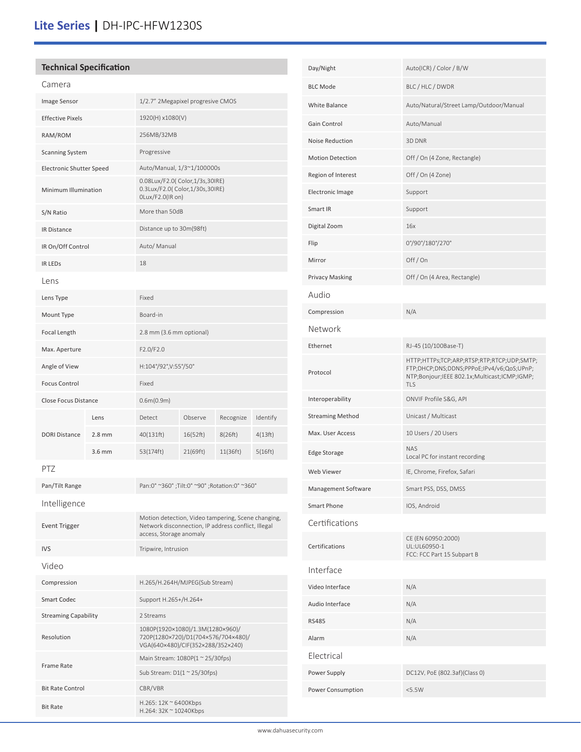# Lite Series | DH-IPC-HFW1230S

## Technical Specification

### Camera

| | |
|---|---|
| Image Sensor | 1/2.7" 2Megapixel progresive CMOS |
| Effective Pixels | 1920(H) x1080(V) |
| RAM/ROM | 256MB/32MB |
| Scanning System | Progressive |
| Electronic Shutter Speed | Auto/Manual, 1/3~1/100000s |
| Minimum Illumination | 0.08Lux/F2.0( Color,1/3s,30IRE)<br>0.3Lux/F2.0( Color,1/30s,30IRE)<br>0Lux/F2.0(IR on) |
| S/N Ratio | More than 50dB |
| IR Distance | Distance up to 30m(98ft) |
| IR On/Off Control | Auto/ Manual |
| IR LEDs | 18 |

### Lens

| | | | | | |
|---|---|---|---|---|---|
| Lens Type | Fixed | | | | |
| Mount Type | Board-in | | | | |
| Focal Length | 2.8 mm (3.6 mm optional) | | | | |
| Max. Aperture | F2.0/F2.0 | | | | |
| Angle of View | H:104°/92°,V:55°/50° | | | | |
| Focus Control | Fixed | | | | |
| Close Focus Distance | 0.6m(0.9m) | | | | |
| DORI Distance | Lens | Detect | Observe | Recognize | Identify |
| | 2.8 mm | 40(131ft) | 16(52ft) | 8(26ft) | 4(13ft) |
| | 3.6 mm | 53(174ft) | 21(69ft) | 11(36ft) | 5(16ft) |

### PTZ

| | |
|---|---|
| Pan/Tilt Range | Pan:0° ~360° ;Tilt:0° ~90° ;Rotation:0° ~360° |

### Intelligence

| | |
|---|---|
| Event Trigger | Motion detection, Video tampering, Scene changing, Network disconnection, IP address conflict, Illegal access, Storage anomaly |
| IVS | Tripwire, Intrusion |

### Video

| | |
|---|---|
| Compression | H.265/H.264H/MJPEG(Sub Stream) |
| Smart Codec | Support H.265+/H.264+ |
| Streaming Capability | 2 Streams |
| Resolution | 1080P(1920×1080)/1.3M(1280×960)/ 720P(1280×720)/D1(704×576/704×480)/ VGA(640×480)/CIF(352×288/352×240) |
| Frame Rate | Main Stream: 1080P(1 ~ 25/30fps) |
| | Sub Stream: D1(1 ~ 25/30fps) |
| Bit Rate Control | CBR/VBR |
| Bit Rate | H.265: 12K ~ 6400Kbps<br>H.264: 32K ~ 10240Kbps |
| Day/Night | Auto(ICR) / Color / B/W |
| BLC Mode | BLC / HLC / DWDR |
| White Balance | Auto/Natural/Street Lamp/Outdoor/Manual |
| Gain Control | Auto/Manual |
| Noise Reduction | 3D DNR |
| Motion Detection | Off / On (4 Zone, Rectangle) |
| Region of Interest | Off / On (4 Zone) |
| Electronic Image | Support |
| Smart IR | Support |
| Digital Zoom | 16x |
| Flip | 0°/90°/180°/270° |
| Mirror | Off / On |
| Privacy Masking | Off / On (4 Area, Rectangle) |

### Audio

| | |
|---|---|
| Compression | N/A |

### Network

| | |
|---|---|
| Ethernet | RJ-45 (10/100Base-T) |
| Protocol | HTTP;HTTPs;TCP;ARP;RTSP;RTP;RTCP;UDP;SMTP; FTP;DHCP;DNS;DDNS;PPPoE;IPv4/v6;QoS;UPnP; NTP;Bonjour;IEEE 802.1x;Multicast;ICMP;IGMP; TLS |
| Interoperability | ONVIF Profile S&G, API |
| Streaming Method | Unicast / Multicast |
| Max. User Access | 10 Users / 20 Users |
| Edge Storage | NAS<br>Local PC for instant recording |
| Web Viewer | IE, Chrome, Firefox, Safari |
| Management Software | Smart PSS, DSS, DMSS |
| Smart Phone | IOS, Android |

### Certifications

| | |
|---|---|
| Certifications | CE (EN 60950:2000)<br>UL:UL60950-1<br>FCC: FCC Part 15 Subpart B |

### Interface

| | |
|---|---|
| Video Interface | N/A |
| Audio Interface | N/A |
| RS485 | N/A |
| Alarm | N/A |

### Electrical

| | |
|---|---|
| Power Supply | DC12V, PoE (802.3af)(Class 0) |
| Power Consumption | <5.5W |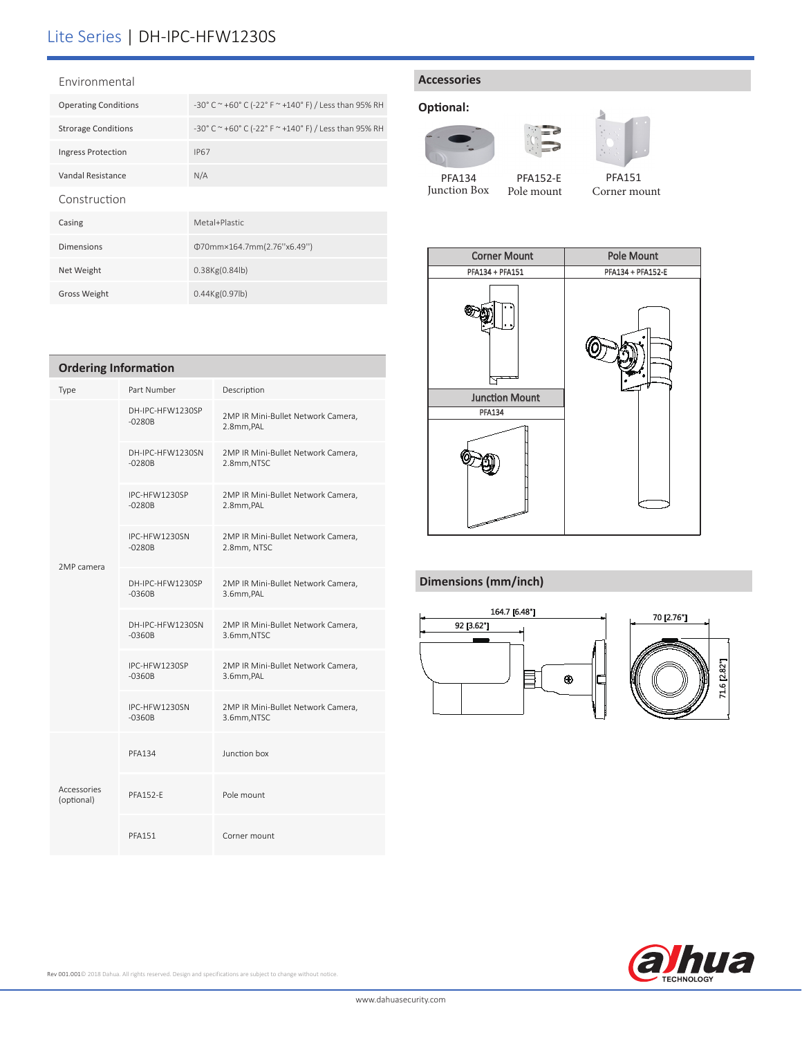# Lite Series | DH-IPC-HFW1230S

## Environmental

| | |
|---|---|
| Operating Conditions | -30° C ~ +60° C (-22° F ~ +140° F) / Less than 95% RH |
| Strorage Conditions | -30° C ~ +60° C (-22° F ~ +140° F) / Less than 95% RH |
| Ingress Protection | IP67 |
| Vandal Resistance | N/A |

## Construction

| | |
|---|---|
| Casing | Metal+Plastic |
| Dimensions | Φ70mm×164.7mm(2.76''x6.49'') |
| Net Weight | 0.38Kg(0.84lb) |
| Gross Weight | 0.44Kg(0.97lb) |

## Ordering Information

| Type | Part Number | Description |
|---|---|---|
| 2MP camera | DH-IPC-HFW1230SP-0280B | 2MP IR Mini-Bullet Network Camera, 2.8mm,PAL |
| | DH-IPC-HFW1230SN-0280B | 2MP IR Mini-Bullet Network Camera, 2.8mm,NTSC |
| | IPC-HFW1230SP-0280B | 2MP IR Mini-Bullet Network Camera, 2.8mm,PAL |
| | IPC-HFW1230SN-0280B | 2MP IR Mini-Bullet Network Camera, 2.8mm, NTSC |
| | DH-IPC-HFW1230SP-0360B | 2MP IR Mini-Bullet Network Camera, 3.6mm,PAL |
| | DH-IPC-HFW1230SN-0360B | 2MP IR Mini-Bullet Network Camera, 3.6mm,NTSC |
| | IPC-HFW1230SP-0360B | 2MP IR Mini-Bullet Network Camera, 3.6mm,PAL |
| | IPC-HFW1230SN-0360B | 2MP IR Mini-Bullet Network Camera, 3.6mm,NTSC |
| Accessories (optional) | PFA134 | Junction box |
| | PFA152-E | Pole mount |
| | PFA151 | Corner mount |

## Accessories

**Optional:**

PFA134 Junction Box

PFA152-E Pole mount

PFA151 Corner mount

| Corner Mount | Pole Mount |
|---|---|
| PFA134 + PFA151 | PFA134 + PFA152-E |

Junction Mount

PFA134

## Dimensions (mm/inch)

164.7 [6.48"]

92 [3.62"]

70 [2.76"]

71.6 [2.82"]

Rev 001.001© 2018 Dahua. All rights reserved. Design and specifications are subject to change without notice.

www.dahuasecurity.com